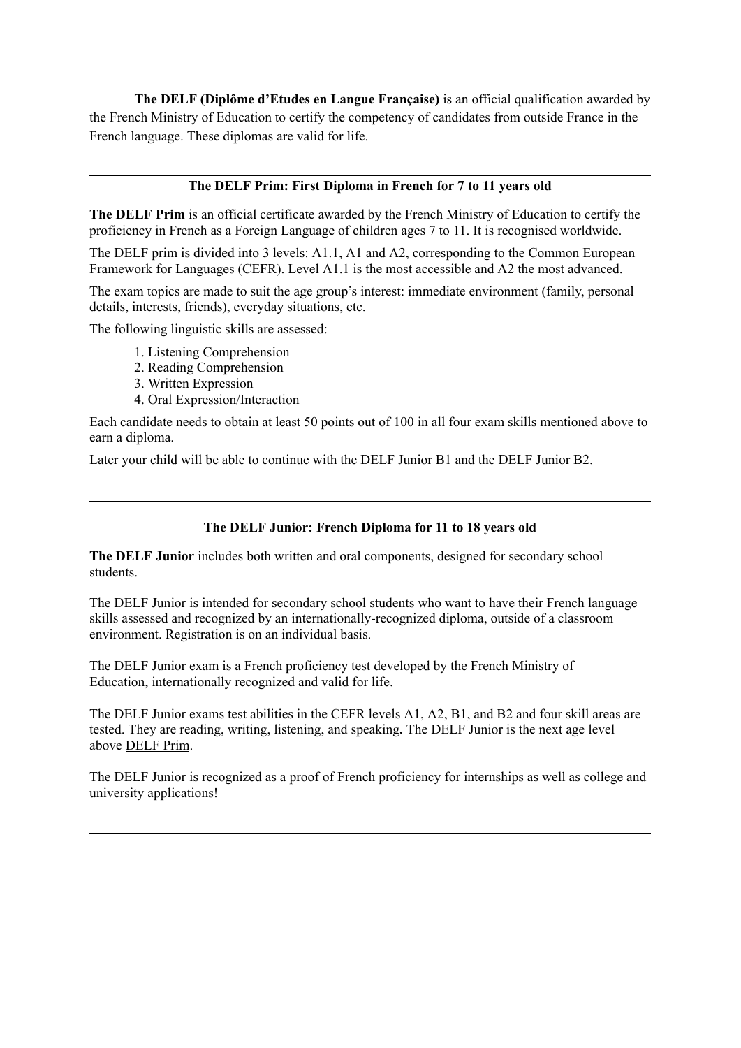**The DELF (Diplôme d'Etudes en Langue Française)** is an official qualification awarded by the French Ministry of Education to certify the competency of candidates from outside France in the French language. These diplomas are valid for life.

---

## The DELF Prim: First Diploma in French for 7 to 11 years old

**The DELF Prim** is an official certificate awarded by the French Ministry of Education to certify the proficiency in French as a Foreign Language of children ages 7 to 11. It is recognised worldwide.

The DELF prim is divided into 3 levels: A1.1, A1 and A2, corresponding to the Common European Framework for Languages (CEFR). Level A1.1 is the most accessible and A2 the most advanced.

The exam topics are made to suit the age group's interest: immediate environment (family, personal details, interests, friends), everyday situations, etc.

The following linguistic skills are assessed:

1. Listening Comprehension
2. Reading Comprehension
3. Written Expression
4. Oral Expression/Interaction

Each candidate needs to obtain at least 50 points out of 100 in all four exam skills mentioned above to earn a diploma.

Later your child will be able to continue with the DELF Junior B1 and the DELF Junior B2.

---

## The DELF Junior: French Diploma for 11 to 18 years old

**The DELF Junior** includes both written and oral components, designed for secondary school students.

The DELF Junior is intended for secondary school students who want to have their French language skills assessed and recognized by an internationally-recognized diploma, outside of a classroom environment. Registration is on an individual basis.

The DELF Junior exam is a French proficiency test developed by the French Ministry of Education, internationally recognized and valid for life.

The DELF Junior exams test abilities in the CEFR levels A1, A2, B1, and B2 and four skill areas are tested. They are reading, writing, listening, and speaking**.** The DELF Junior is the next age level above DELF Prim.

The DELF Junior is recognized as a proof of French proficiency for internships as well as college and university applications!

---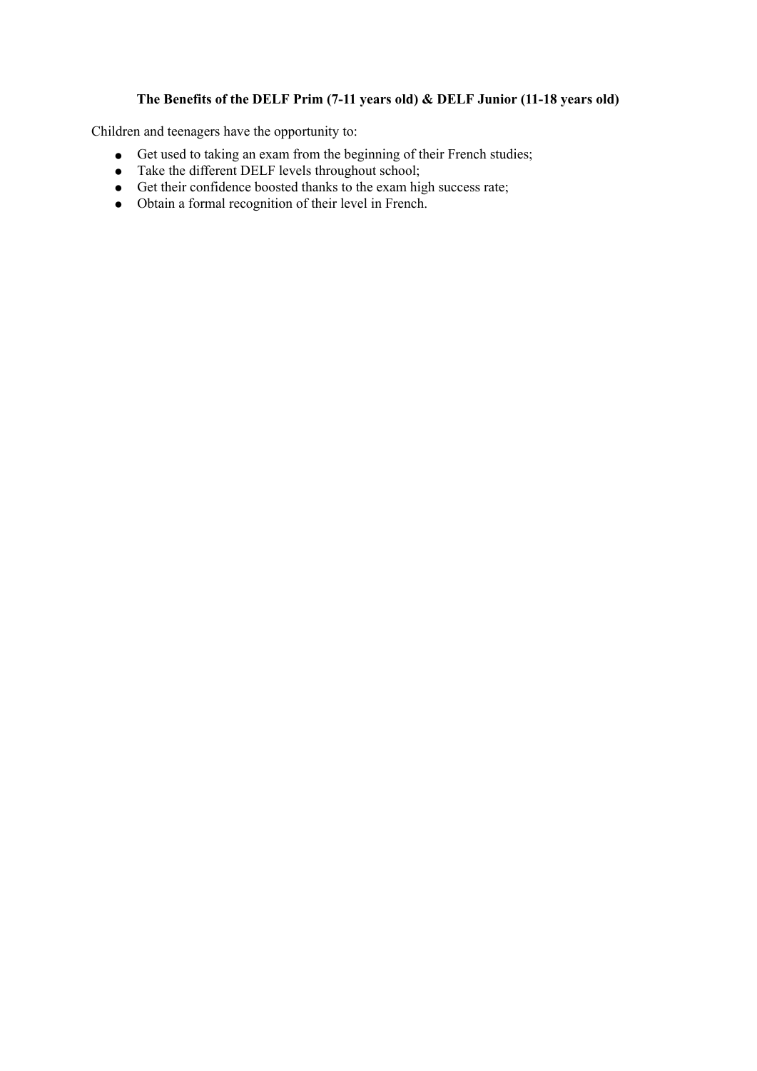**The Benefits of the DELF Prim (7-11 years old) & DELF Junior (11-18 years old)**

Children and teenagers have the opportunity to:

- Get used to taking an exam from the beginning of their French studies;
- Take the different DELF levels throughout school;
- Get their confidence boosted thanks to the exam high success rate;
- Obtain a formal recognition of their level in French.